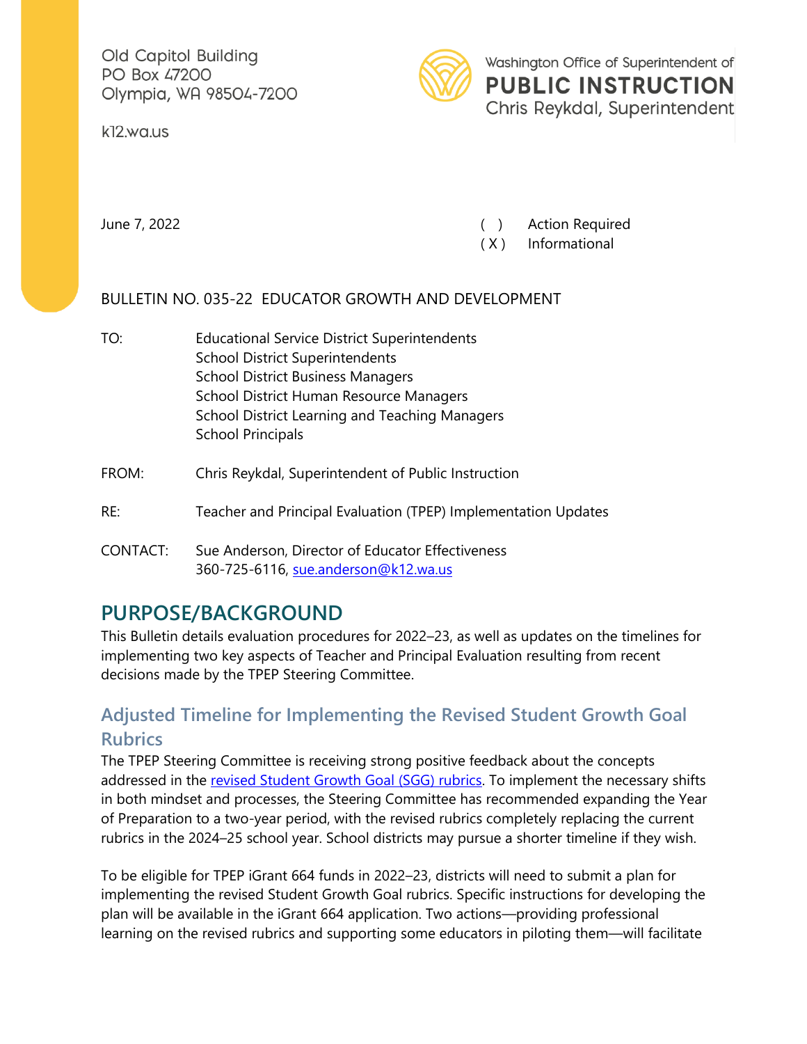Old Capitol Building
PO Box 47200
Olympia, WA 98504-7200

k12.wa.us

Washington Office of Superintendent of
**PUBLIC INSTRUCTION**
Chris Reykdal, Superintendent

June 7, 2022

( ) Action Required
( X ) Informational

BULLETIN NO. 035-22 EDUCATOR GROWTH AND DEVELOPMENT

TO: Educational Service District Superintendents
School District Superintendents
School District Business Managers
School District Human Resource Managers
School District Learning and Teaching Managers
School Principals

FROM: Chris Reykdal, Superintendent of Public Instruction

RE: Teacher and Principal Evaluation (TPEP) Implementation Updates

CONTACT: Sue Anderson, Director of Educator Effectiveness
360-725-6116, [sue.anderson@k12.wa.us](mailto:sue.anderson@k12.wa.us)

# PURPOSE/BACKGROUND

This Bulletin details evaluation procedures for 2022–23, as well as updates on the timelines for implementing two key aspects of Teacher and Principal Evaluation resulting from recent decisions made by the TPEP Steering Committee.

## Adjusted Timeline for Implementing the Revised Student Growth Goal Rubrics

The TPEP Steering Committee is receiving strong positive feedback about the concepts addressed in the revised Student Growth Goal (SGG) rubrics. To implement the necessary shifts in both mindset and processes, the Steering Committee has recommended expanding the Year of Preparation to a two-year period, with the revised rubrics completely replacing the current rubrics in the 2024–25 school year. School districts may pursue a shorter timeline if they wish.

To be eligible for TPEP iGrant 664 funds in 2022–23, districts will need to submit a plan for implementing the revised Student Growth Goal rubrics. Specific instructions for developing the plan will be available in the iGrant 664 application. Two actions—providing professional learning on the revised rubrics and supporting some educators in piloting them—will facilitate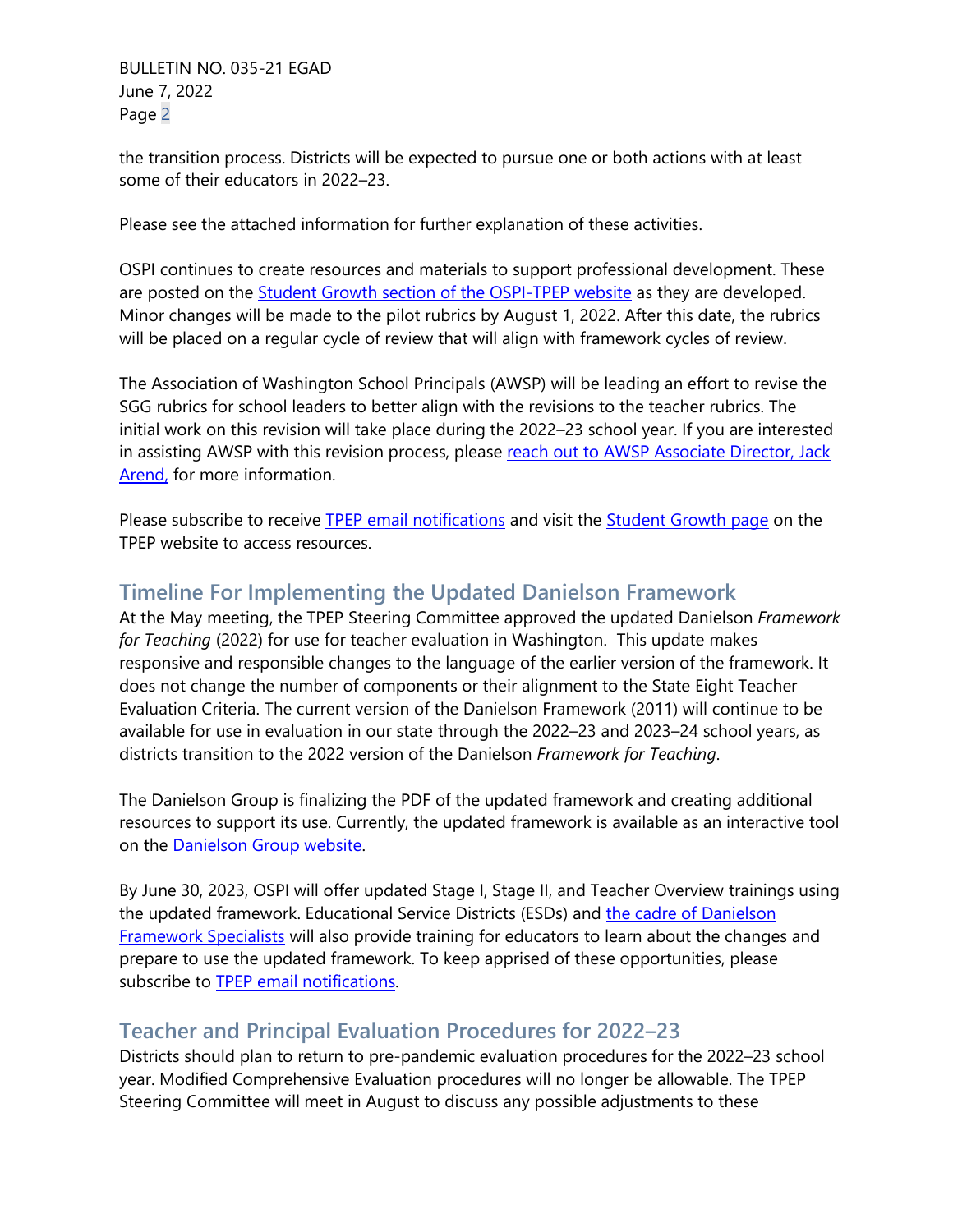the transition process. Districts will be expected to pursue one or both actions with at least some of their educators in 2022–23.

Please see the attached information for further explanation of these activities.

OSPI continues to create resources and materials to support professional development. These are posted on the Student Growth section of the OSPI-TPEP website as they are developed. Minor changes will be made to the pilot rubrics by August 1, 2022. After this date, the rubrics will be placed on a regular cycle of review that will align with framework cycles of review.

The Association of Washington School Principals (AWSP) will be leading an effort to revise the SGG rubrics for school leaders to better align with the revisions to the teacher rubrics. The initial work on this revision will take place during the 2022–23 school year. If you are interested in assisting AWSP with this revision process, please reach out to AWSP Associate Director, Jack Arend, for more information.

Please subscribe to receive TPEP email notifications and visit the Student Growth page on the TPEP website to access resources.

## Timeline For Implementing the Updated Danielson Framework

At the May meeting, the TPEP Steering Committee approved the updated Danielson *Framework for Teaching* (2022) for use for teacher evaluation in Washington. This update makes responsive and responsible changes to the language of the earlier version of the framework. It does not change the number of components or their alignment to the State Eight Teacher Evaluation Criteria. The current version of the Danielson Framework (2011) will continue to be available for use in evaluation in our state through the 2022–23 and 2023–24 school years, as districts transition to the 2022 version of the Danielson *Framework for Teaching*.

The Danielson Group is finalizing the PDF of the updated framework and creating additional resources to support its use. Currently, the updated framework is available as an interactive tool on the Danielson Group website.

By June 30, 2023, OSPI will offer updated Stage I, Stage II, and Teacher Overview trainings using the updated framework. Educational Service Districts (ESDs) and the cadre of Danielson Framework Specialists will also provide training for educators to learn about the changes and prepare to use the updated framework. To keep apprised of these opportunities, please subscribe to TPEP email notifications.

## Teacher and Principal Evaluation Procedures for 2022–23

Districts should plan to return to pre-pandemic evaluation procedures for the 2022–23 school year. Modified Comprehensive Evaluation procedures will no longer be allowable. The TPEP Steering Committee will meet in August to discuss any possible adjustments to these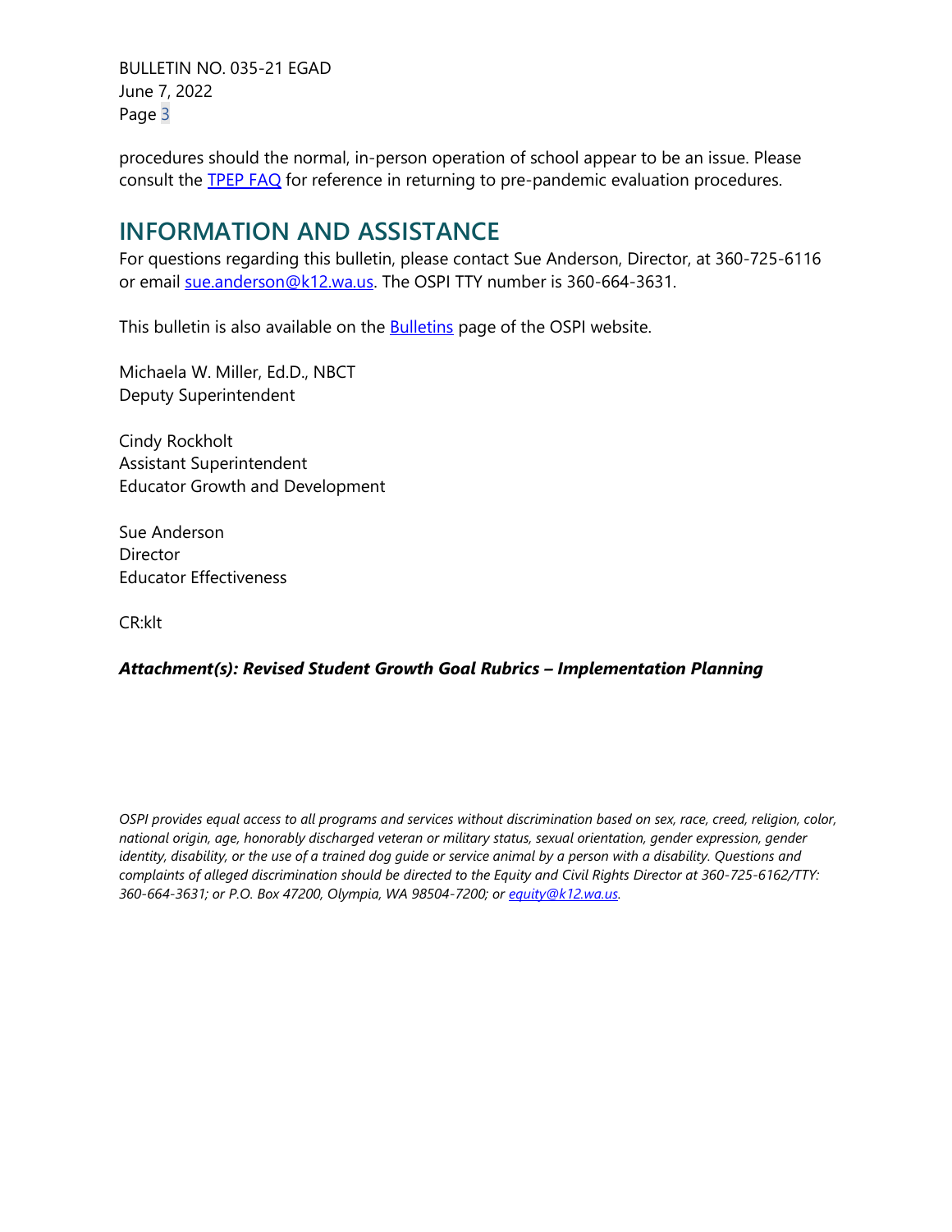procedures should the normal, in-person operation of school appear to be an issue. Please consult the [TPEP FAQ] for reference in returning to pre-pandemic evaluation procedures.

## INFORMATION AND ASSISTANCE

For questions regarding this bulletin, please contact Sue Anderson, Director, at 360-725-6116 or email sue.anderson@k12.wa.us. The OSPI TTY number is 360-664-3631.

This bulletin is also available on the Bulletins page of the OSPI website.

Michaela W. Miller, Ed.D., NBCT
Deputy Superintendent

Cindy Rockholt
Assistant Superintendent
Educator Growth and Development

Sue Anderson
Director
Educator Effectiveness

CR:klt

***Attachment(s): Revised Student Growth Goal Rubrics – Implementation Planning***

*OSPI provides equal access to all programs and services without discrimination based on sex, race, creed, religion, color, national origin, age, honorably discharged veteran or military status, sexual orientation, gender expression, gender identity, disability, or the use of a trained dog guide or service animal by a person with a disability. Questions and complaints of alleged discrimination should be directed to the Equity and Civil Rights Director at 360-725-6162/TTY: 360-664-3631; or P.O. Box 47200, Olympia, WA 98504-7200; or equity@k12.wa.us.*